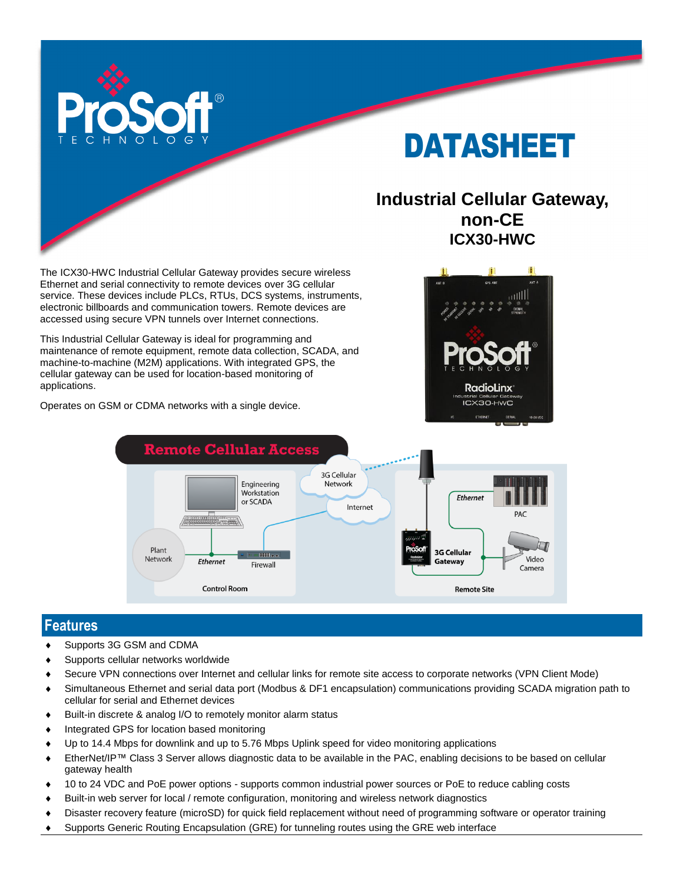# DATASHEET

## Industrial Cellular Gateway, non-CE

### ICX30-HWC

The ICX30-HWC Industrial Cellular Gateway provides secure wireless Ethernet and serial connectivity to remote devices over 3G cellular service. These devices include PLCs, RTUs, DCS systems, instruments, electronic billboards and communication towers. Remote devices are accessed using secure VPN tunnels over Internet connections.

This Industrial Cellular Gateway is ideal for programming and maintenance of remote equipment, remote data collection, SCADA, and machine-to-machine (M2M) applications. With integrated GPS, the cellular gateway can be used for location-based monitoring of applications.

Operates on GSM or CDMA networks with a single device.

## Features

- Supports 3G GSM and CDMA
- Supports cellular networks worldwide
- Secure VPN connections over Internet and cellular links for remote site access to corporate networks (VPN Client Mode)
- Simultaneous Ethernet and serial data port (Modbus & DF1 encapsulation) communications providing SCADA migration path to cellular for serial and Ethernet devices
- Built-in discrete & analog I/O to remotely monitor alarm status
- Integrated GPS for location based monitoring
- Up to 14.4 Mbps for downlink and up to 5.76 Mbps Uplink speed for video monitoring applications
- EtherNet/IP™ Class 3 Server allows diagnostic data to be available in the PAC, enabling decisions to be based on cellular gateway health
- 10 to 24 VDC and PoE power options - supports common industrial power sources or PoE to reduce cabling costs
- Built-in web server for local / remote configuration, monitoring and wireless network diagnostics
- Disaster recovery feature (microSD) for quick field replacement without need of programming software or operator training
- Supports Generic Routing Encapsulation (GRE) for tunneling routes using the GRE web interface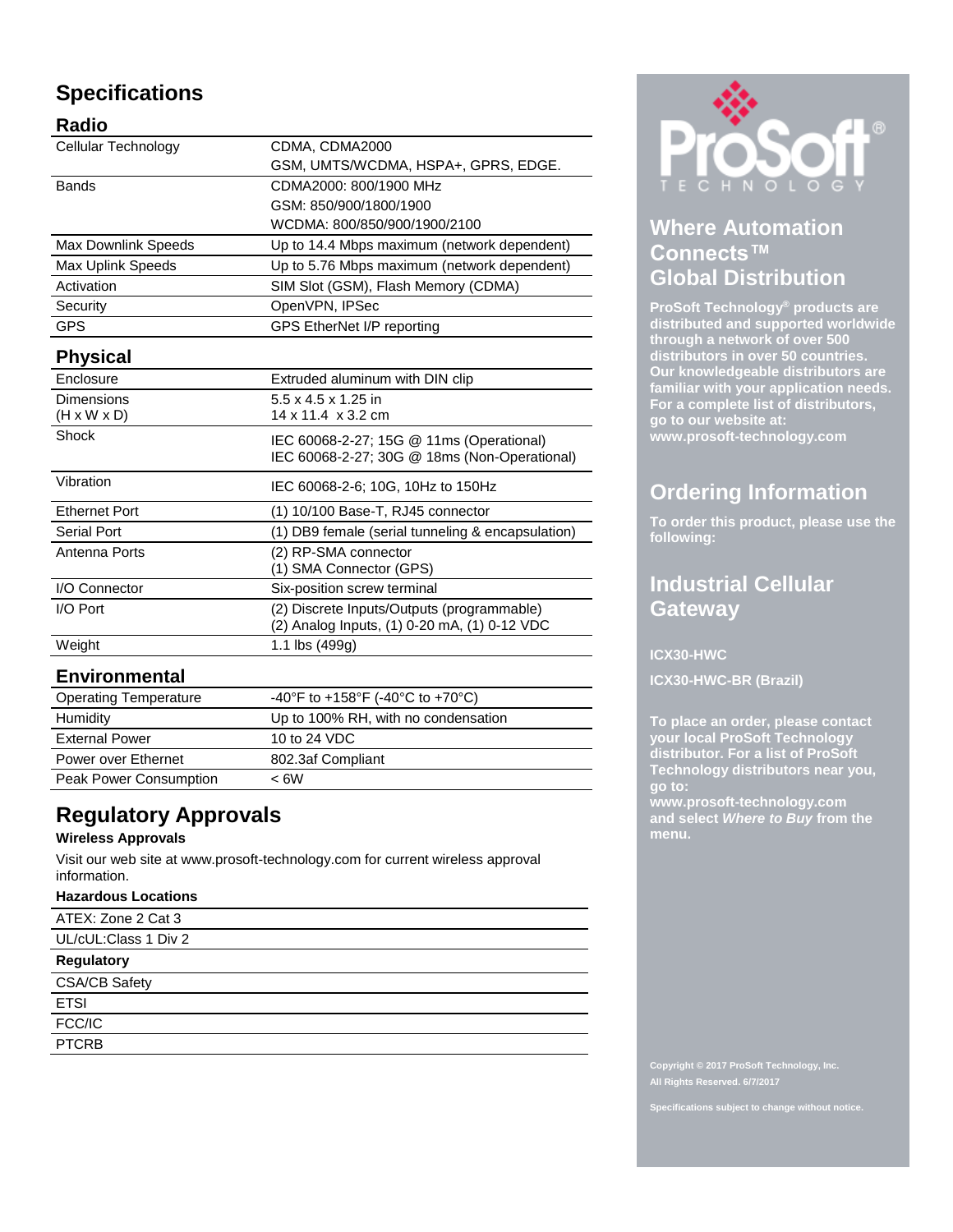## Specifications

### Radio

| | |
|---|---|
| Cellular Technology | CDMA, CDMA2000<br>GSM, UMTS/WCDMA, HSPA+, GPRS, EDGE. |
| Bands | CDMA2000: 800/1900 MHz<br>GSM: 850/900/1800/1900<br>WCDMA: 800/850/900/1900/2100 |
| Max Downlink Speeds | Up to 14.4 Mbps maximum (network dependent) |
| Max Uplink Speeds | Up to 5.76 Mbps maximum (network dependent) |
| Activation | SIM Slot (GSM), Flash Memory (CDMA) |
| Security | OpenVPN, IPSec |
| GPS | GPS EtherNet I/P reporting |

### Physical

| | |
|---|---|
| Enclosure | Extruded aluminum with DIN clip |
| Dimensions (H x W x D) | 5.5 x 4.5 x 1.25 in<br>14 x 11.4 x 3.2 cm |
| Shock | IEC 60068-2-27; 15G @ 11ms (Operational)<br>IEC 60068-2-27; 30G @ 18ms (Non-Operational) |
| Vibration | IEC 60068-2-6; 10G, 10Hz to 150Hz |
| Ethernet Port | (1) 10/100 Base-T, RJ45 connector |
| Serial Port | (1) DB9 female (serial tunneling & encapsulation) |
| Antenna Ports | (2) RP-SMA connector<br>(1) SMA Connector (GPS) |
| I/O Connector | Six-position screw terminal |
| I/O Port | (2) Discrete Inputs/Outputs (programmable)<br>(2) Analog Inputs, (1) 0-20 mA, (1) 0-12 VDC |
| Weight | 1.1 lbs (499g) |

### Environmental

| | |
|---|---|
| Operating Temperature | -40°F to +158°F (-40°C to +70°C) |
| Humidity | Up to 100% RH, with no condensation |
| External Power | 10 to 24 VDC |
| Power over Ethernet | 802.3af Compliant |
| Peak Power Consumption | < 6W |

## Regulatory Approvals

**Wireless Approvals**

Visit our web site at www.prosoft-technology.com for current wireless approval information.

**Hazardous Locations**

- ATEX: Zone 2 Cat 3
- UL/cUL:Class 1 Div 2

**Regulatory**

- CSA/CB Safety
- ETSI
- FCC/IC
- PTCRB

ProSoft TECHNOLOGY

## Where Automation Connects™ Global Distribution

**ProSoft Technology® products are distributed and supported worldwide through a network of over 500 distributors in over 50 countries. Our knowledgeable distributors are familiar with your application needs. For a complete list of distributors, go to our website at: www.prosoft-technology.com**

## Ordering Information

**To order this product, please use the following:**

## Industrial Cellular Gateway

**ICX30-HWC**

**ICX30-HWC-BR (Brazil)**

**To place an order, please contact your local ProSoft Technology distributor. For a list of ProSoft Technology distributors near you, go to: www.prosoft-technology.com and select *Where to Buy* from the menu.**

Copyright © 2017 ProSoft Technology, Inc. All Rights Reserved. 6/7/2017

Specifications subject to change without notice.